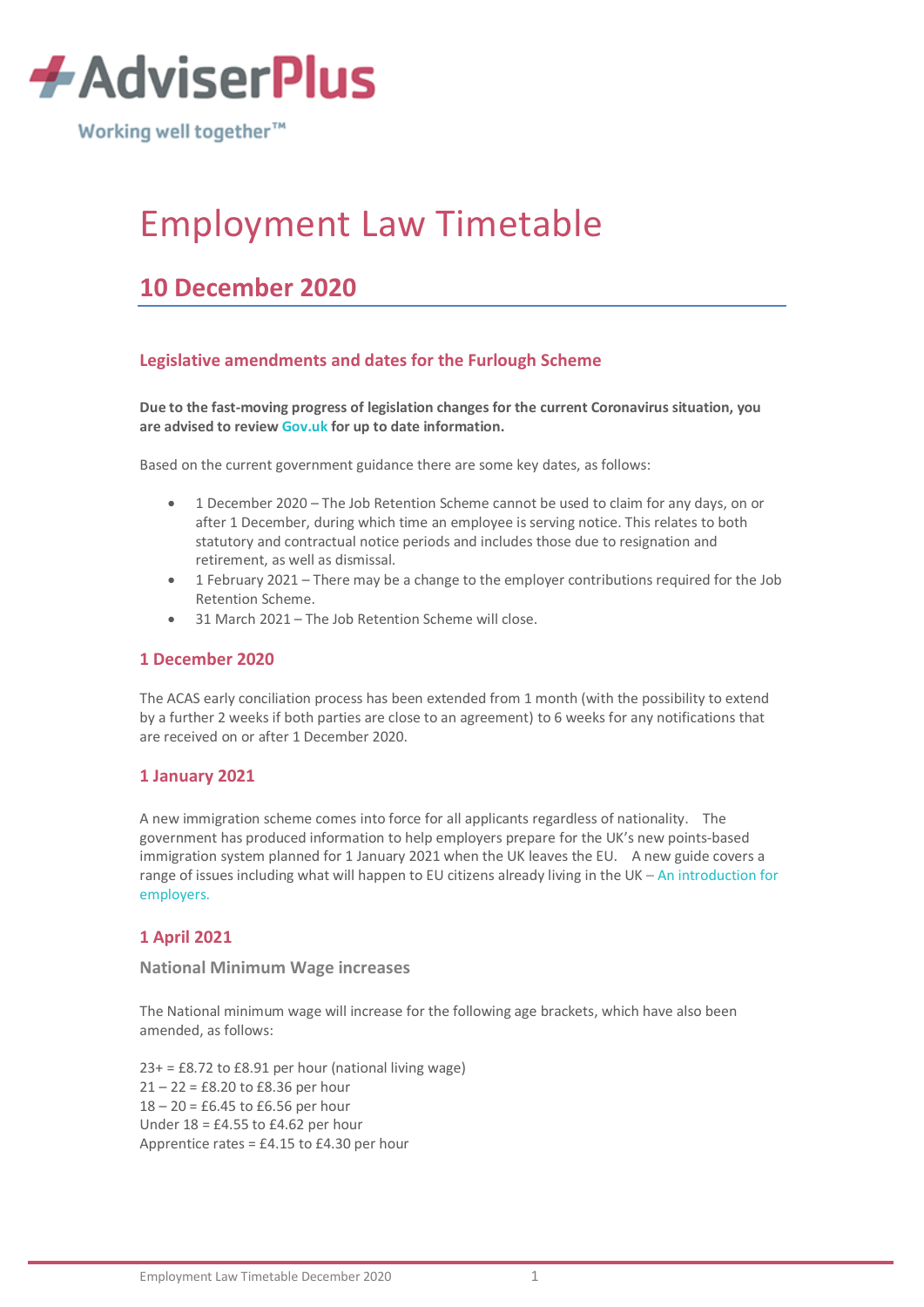AdviserPlus

Working well together™

# Employment Law Timetable

## 10 December 2020

### Legislative amendments and dates for the Furlough Scheme

**Due to the fast-moving progress of legislation changes for the current Coronavirus situation, you are advised to review Gov.uk for up to date information.**

Based on the current government guidance there are some key dates, as follows:

- 1 December 2020 – The Job Retention Scheme cannot be used to claim for any days, on or after 1 December, during which time an employee is serving notice. This relates to both statutory and contractual notice periods and includes those due to resignation and retirement, as well as dismissal.
- 1 February 2021 – There may be a change to the employer contributions required for the Job Retention Scheme.
- 31 March 2021 – The Job Retention Scheme will close.

### 1 December 2020

The ACAS early conciliation process has been extended from 1 month (with the possibility to extend by a further 2 weeks if both parties are close to an agreement) to 6 weeks for any notifications that are received on or after 1 December 2020.

### 1 January 2021

A new immigration scheme comes into force for all applicants regardless of nationality. The government has produced information to help employers prepare for the UK's new points-based immigration system planned for 1 January 2021 when the UK leaves the EU. A new guide covers a range of issues including what will happen to EU citizens already living in the UK – An introduction for employers.

### 1 April 2021

#### National Minimum Wage increases

The National minimum wage will increase for the following age brackets, which have also been amended, as follows:

23+ = £8.72 to £8.91 per hour (national living wage)
21 – 22 = £8.20 to £8.36 per hour
18 – 20 = £6.45 to £6.56 per hour
Under 18 = £4.55 to £4.62 per hour
Apprentice rates = £4.15 to £4.30 per hour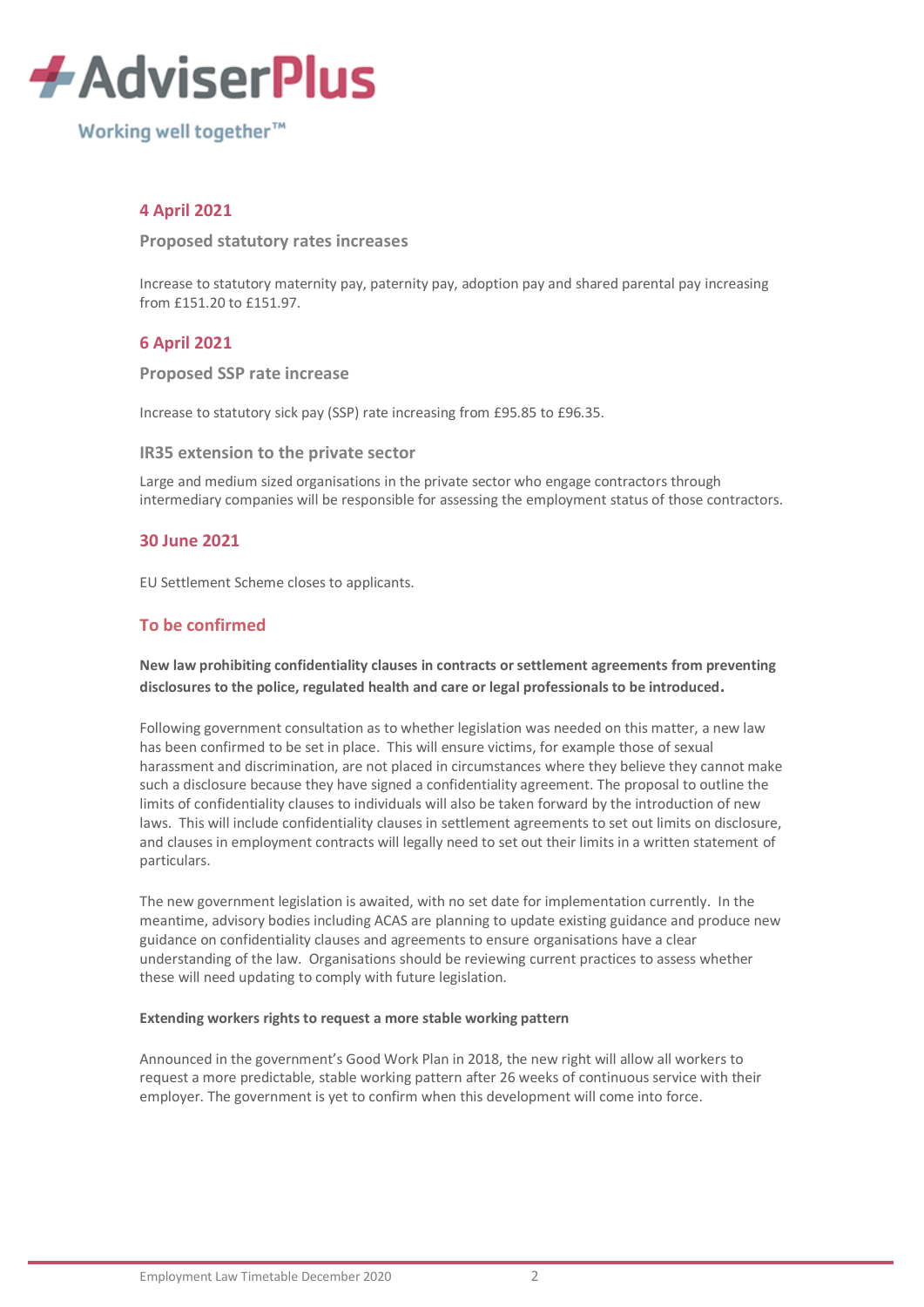## 4 April 2021

### Proposed statutory rates increases

Increase to statutory maternity pay, paternity pay, adoption pay and shared parental pay increasing from £151.20 to £151.97.

## 6 April 2021

### Proposed SSP rate increase

Increase to statutory sick pay (SSP) rate increasing from £95.85 to £96.35.

### IR35 extension to the private sector

Large and medium sized organisations in the private sector who engage contractors through intermediary companies will be responsible for assessing the employment status of those contractors.

## 30 June 2021

EU Settlement Scheme closes to applicants.

## To be confirmed

**New law prohibiting confidentiality clauses in contracts or settlement agreements from preventing disclosures to the police, regulated health and care or legal professionals to be introduced.**

Following government consultation as to whether legislation was needed on this matter, a new law has been confirmed to be set in place. This will ensure victims, for example those of sexual harassment and discrimination, are not placed in circumstances where they believe they cannot make such a disclosure because they have signed a confidentiality agreement. The proposal to outline the limits of confidentiality clauses to individuals will also be taken forward by the introduction of new laws. This will include confidentiality clauses in settlement agreements to set out limits on disclosure, and clauses in employment contracts will legally need to set out their limits in a written statement of particulars.

The new government legislation is awaited, with no set date for implementation currently. In the meantime, advisory bodies including ACAS are planning to update existing guidance and produce new guidance on confidentiality clauses and agreements to ensure organisations have a clear understanding of the law. Organisations should be reviewing current practices to assess whether these will need updating to comply with future legislation.

**Extending workers rights to request a more stable working pattern**

Announced in the government's Good Work Plan in 2018, the new right will allow all workers to request a more predictable, stable working pattern after 26 weeks of continuous service with their employer. The government is yet to confirm when this development will come into force.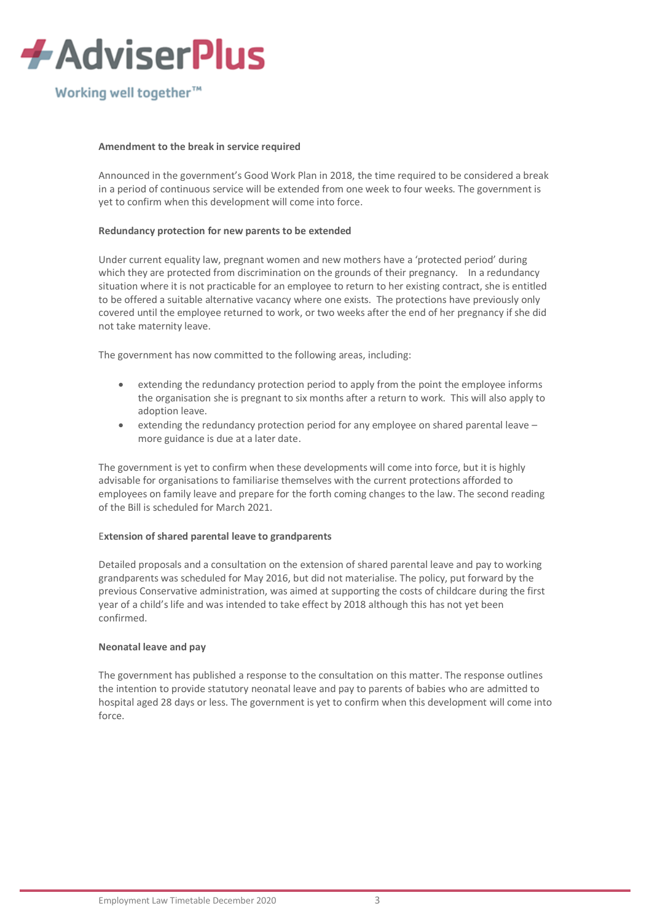**Amendment to the break in service required**

Announced in the government's Good Work Plan in 2018, the time required to be considered a break in a period of continuous service will be extended from one week to four weeks. The government is yet to confirm when this development will come into force.

**Redundancy protection for new parents to be extended**

Under current equality law, pregnant women and new mothers have a 'protected period' during which they are protected from discrimination on the grounds of their pregnancy. In a redundancy situation where it is not practicable for an employee to return to her existing contract, she is entitled to be offered a suitable alternative vacancy where one exists. The protections have previously only covered until the employee returned to work, or two weeks after the end of her pregnancy if she did not take maternity leave.

The government has now committed to the following areas, including:

- extending the redundancy protection period to apply from the point the employee informs the organisation she is pregnant to six months after a return to work. This will also apply to adoption leave.
- extending the redundancy protection period for any employee on shared parental leave – more guidance is due at a later date.

The government is yet to confirm when these developments will come into force, but it is highly advisable for organisations to familiarise themselves with the current protections afforded to employees on family leave and prepare for the forth coming changes to the law. The second reading of the Bill is scheduled for March 2021.

**Extension of shared parental leave to grandparents**

Detailed proposals and a consultation on the extension of shared parental leave and pay to working grandparents was scheduled for May 2016, but did not materialise. The policy, put forward by the previous Conservative administration, was aimed at supporting the costs of childcare during the first year of a child's life and was intended to take effect by 2018 although this has not yet been confirmed.

**Neonatal leave and pay**

The government has published a response to the consultation on this matter. The response outlines the intention to provide statutory neonatal leave and pay to parents of babies who are admitted to hospital aged 28 days or less. The government is yet to confirm when this development will come into force.